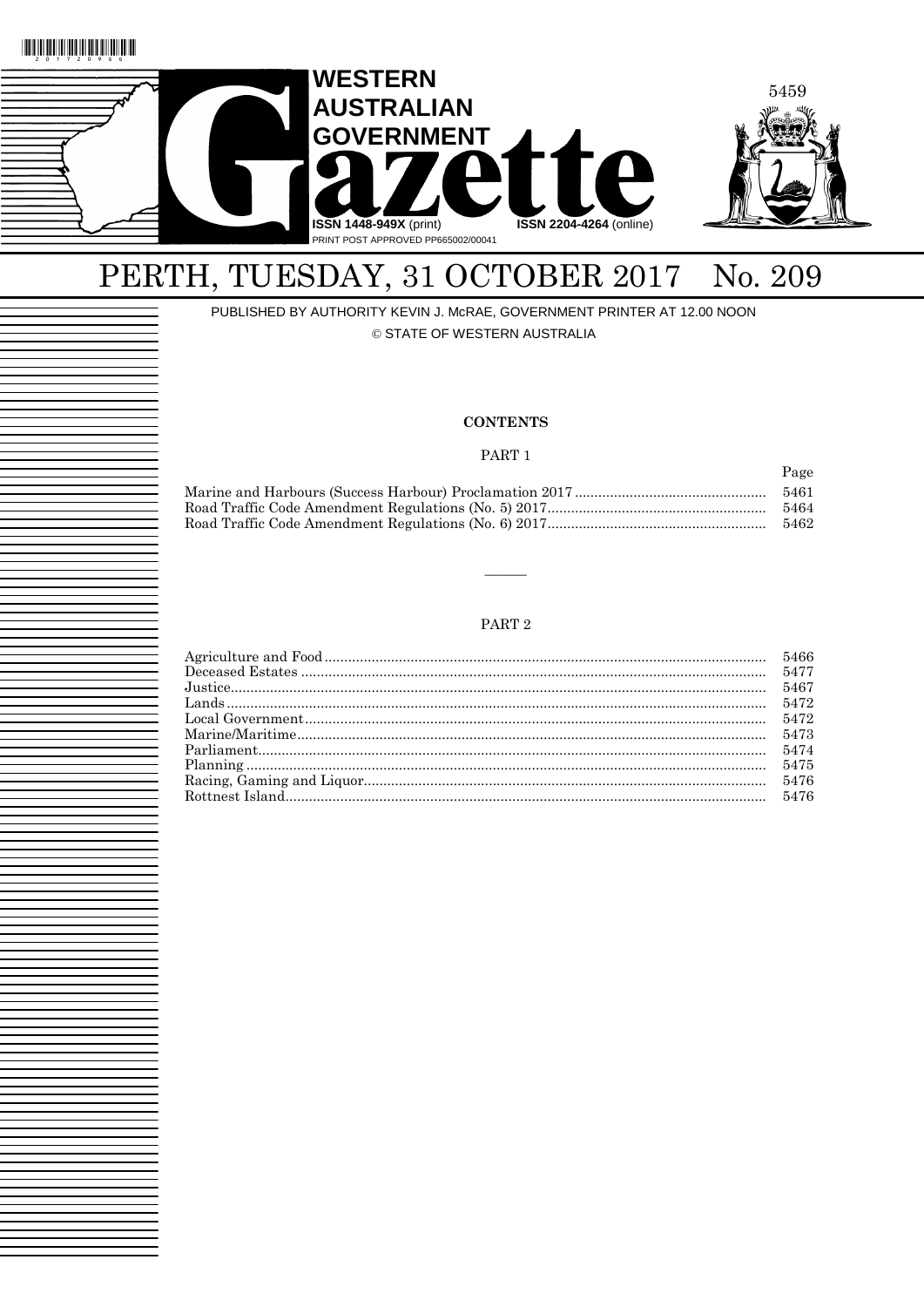# WESTERN AUSTRALIAN GOVERNMENT Gazette

ISSN 1448-949X (print) ISSN 2204-4264 (online)

PRINT POST APPROVED PP665002/00041

# PERTH, TUESDAY, 31 OCTOBER 2017 No. 209

PUBLISHED BY AUTHORITY KEVIN J. McRAE, GOVERNMENT PRINTER AT 12.00 NOON

© STATE OF WESTERN AUSTRALIA

## CONTENTS

### PART 1

| | Page |
|---|---|
| Marine and Harbours (Success Harbour) Proclamation 2017 | 5461 |
| Road Traffic Code Amendment Regulations (No. 5) 2017 | 5464 |
| Road Traffic Code Amendment Regulations (No. 6) 2017 | 5462 |

---

### PART 2

| | |
|---|---|
| Agriculture and Food | 5466 |
| Deceased Estates | 5477 |
| Justice | 5467 |
| Lands | 5472 |
| Local Government | 5472 |
| Marine/Maritime | 5473 |
| Parliament | 5474 |
| Planning | 5475 |
| Racing, Gaming and Liquor | 5476 |
| Rottnest Island | 5476 |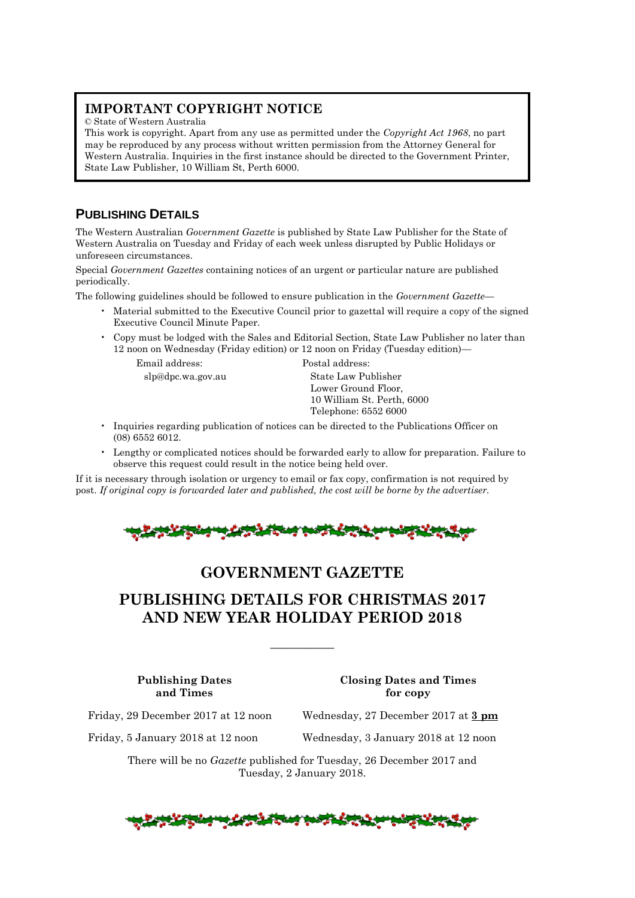## IMPORTANT COPYRIGHT NOTICE

© State of Western Australia

This work is copyright. Apart from any use as permitted under the *Copyright Act 1968*, no part may be reproduced by any process without written permission from the Attorney General for Western Australia. Inquiries in the first instance should be directed to the Government Printer, State Law Publisher, 10 William St, Perth 6000.

## PUBLISHING DETAILS

The Western Australian *Government Gazette* is published by State Law Publisher for the State of Western Australia on Tuesday and Friday of each week unless disrupted by Public Holidays or unforeseen circumstances.

Special *Government Gazettes* containing notices of an urgent or particular nature are published periodically.

The following guidelines should be followed to ensure publication in the *Government Gazette*—

- Material submitted to the Executive Council prior to gazettal will require a copy of the signed Executive Council Minute Paper.
- Copy must be lodged with the Sales and Editorial Section, State Law Publisher no later than 12 noon on Wednesday (Friday edition) or 12 noon on Friday (Tuesday edition)—

  Email address:
  slp@dpc.wa.gov.au

  Postal address:
  State Law Publisher
  Lower Ground Floor,
  10 William St. Perth, 6000
  Telephone: 6552 6000

- Inquiries regarding publication of notices can be directed to the Publications Officer on (08) 6552 6012.
- Lengthy or complicated notices should be forwarded early to allow for preparation. Failure to observe this request could result in the notice being held over.

If it is necessary through isolation or urgency to email or fax copy, confirmation is not required by post. *If original copy is forwarded later and published, the cost will be borne by the advertiser.*

# GOVERNMENT GAZETTE

# PUBLISHING DETAILS FOR CHRISTMAS 2017 AND NEW YEAR HOLIDAY PERIOD 2018

| Publishing Dates and Times | Closing Dates and Times for copy |
|---|---|
| Friday, 29 December 2017 at 12 noon | Wednesday, 27 December 2017 at **3 pm** |
| Friday, 5 January 2018 at 12 noon | Wednesday, 3 January 2018 at 12 noon |

There will be no *Gazette* published for Tuesday, 26 December 2017 and Tuesday, 2 January 2018.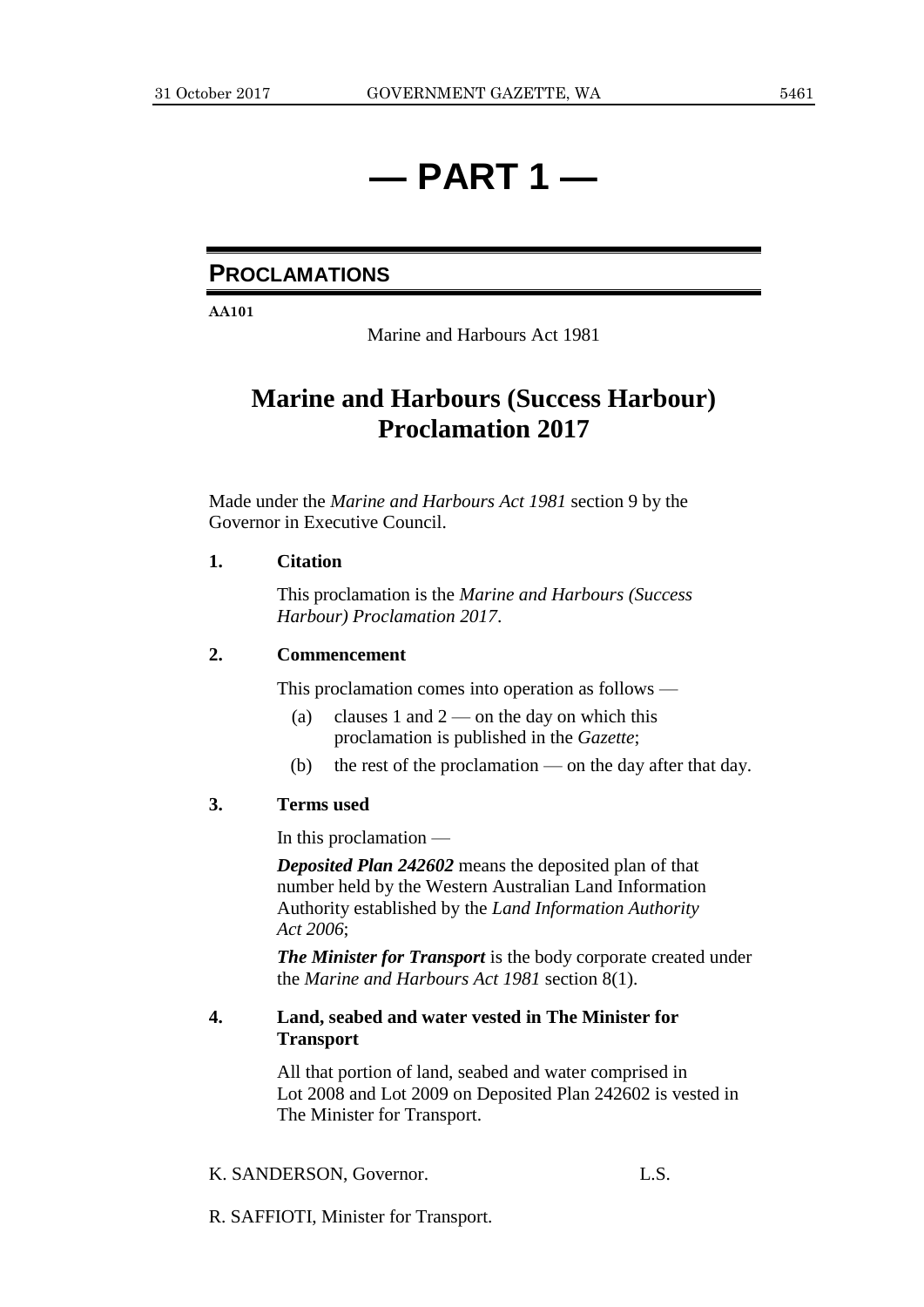# — PART 1 —

## PROCLAMATIONS

**AA101**

Marine and Harbours Act 1981

# Marine and Harbours (Success Harbour) Proclamation 2017

Made under the *Marine and Harbours Act 1981* section 9 by the Governor in Executive Council.

**1. Citation**

This proclamation is the *Marine and Harbours (Success Harbour) Proclamation 2017*.

**2. Commencement**

This proclamation comes into operation as follows —

(a) clauses 1 and 2 — on the day on which this proclamation is published in the *Gazette*;

(b) the rest of the proclamation — on the day after that day.

**3. Terms used**

In this proclamation —

***Deposited Plan 242602*** means the deposited plan of that number held by the Western Australian Land Information Authority established by the *Land Information Authority Act 2006*;

***The Minister for Transport*** is the body corporate created under the *Marine and Harbours Act 1981* section 8(1).

**4. Land, seabed and water vested in The Minister for Transport**

All that portion of land, seabed and water comprised in Lot 2008 and Lot 2009 on Deposited Plan 242602 is vested in The Minister for Transport.

K. SANDERSON, Governor. L.S.

R. SAFFIOTI, Minister for Transport.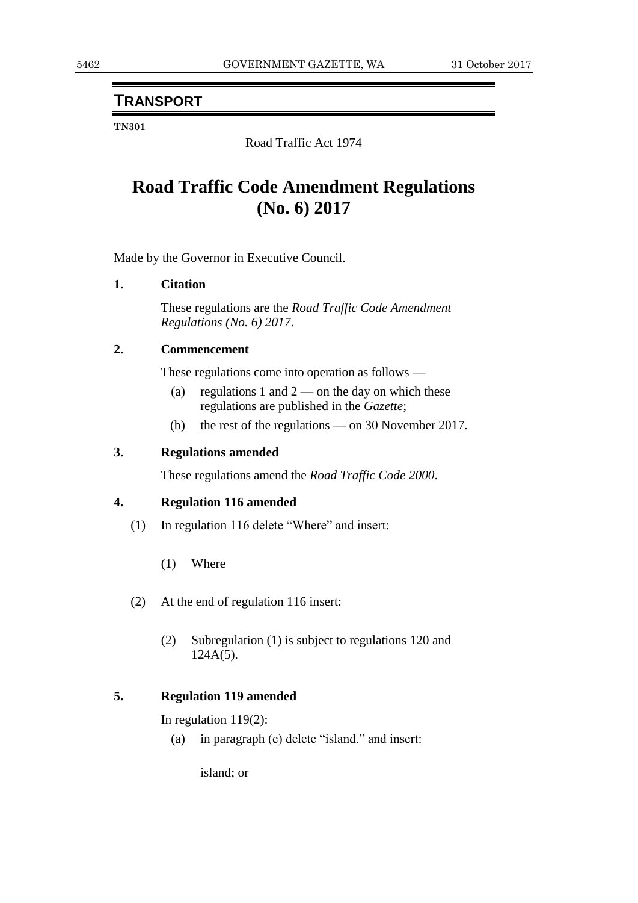## TRANSPORT

**TN301**

Road Traffic Act 1974

# Road Traffic Code Amendment Regulations (No. 6) 2017

Made by the Governor in Executive Council.

**1. Citation**

These regulations are the *Road Traffic Code Amendment Regulations (No. 6) 2017*.

**2. Commencement**

These regulations come into operation as follows —

(a) regulations 1 and 2 — on the day on which these regulations are published in the *Gazette*;

(b) the rest of the regulations — on 30 November 2017.

**3. Regulations amended**

These regulations amend the *Road Traffic Code 2000*.

**4. Regulation 116 amended**

(1) In regulation 116 delete "Where" and insert:

(1) Where

(2) At the end of regulation 116 insert:

(2) Subregulation (1) is subject to regulations 120 and 124A(5).

**5. Regulation 119 amended**

In regulation 119(2):

(a) in paragraph (c) delete "island." and insert:

island; or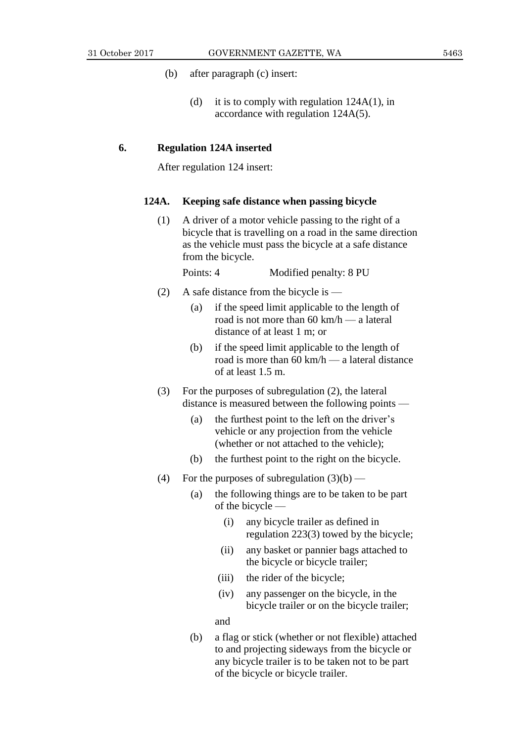(b) after paragraph (c) insert:

> (d) it is to comply with regulation 124A(1), in accordance with regulation 124A(5).

**6. Regulation 124A inserted**

After regulation 124 insert:

**124A. Keeping safe distance when passing bicycle**

(1) A driver of a motor vehicle passing to the right of a bicycle that is travelling on a road in the same direction as the vehicle must pass the bicycle at a safe distance from the bicycle.

Points: 4 Modified penalty: 8 PU

(2) A safe distance from the bicycle is —

- (a) if the speed limit applicable to the length of road is not more than 60 km/h — a lateral distance of at least 1 m; or
- (b) if the speed limit applicable to the length of road is more than 60 km/h — a lateral distance of at least 1.5 m.

(3) For the purposes of subregulation (2), the lateral distance is measured between the following points —

- (a) the furthest point to the left on the driver's vehicle or any projection from the vehicle (whether or not attached to the vehicle);
- (b) the furthest point to the right on the bicycle.

(4) For the purposes of subregulation (3)(b) —

- (a) the following things are to be taken to be part of the bicycle —
  - (i) any bicycle trailer as defined in regulation 223(3) towed by the bicycle;
  - (ii) any basket or pannier bags attached to the bicycle or bicycle trailer;
  - (iii) the rider of the bicycle;
  - (iv) any passenger on the bicycle, in the bicycle trailer or on the bicycle trailer;

  and
- (b) a flag or stick (whether or not flexible) attached to and projecting sideways from the bicycle or any bicycle trailer is to be taken not to be part of the bicycle or bicycle trailer.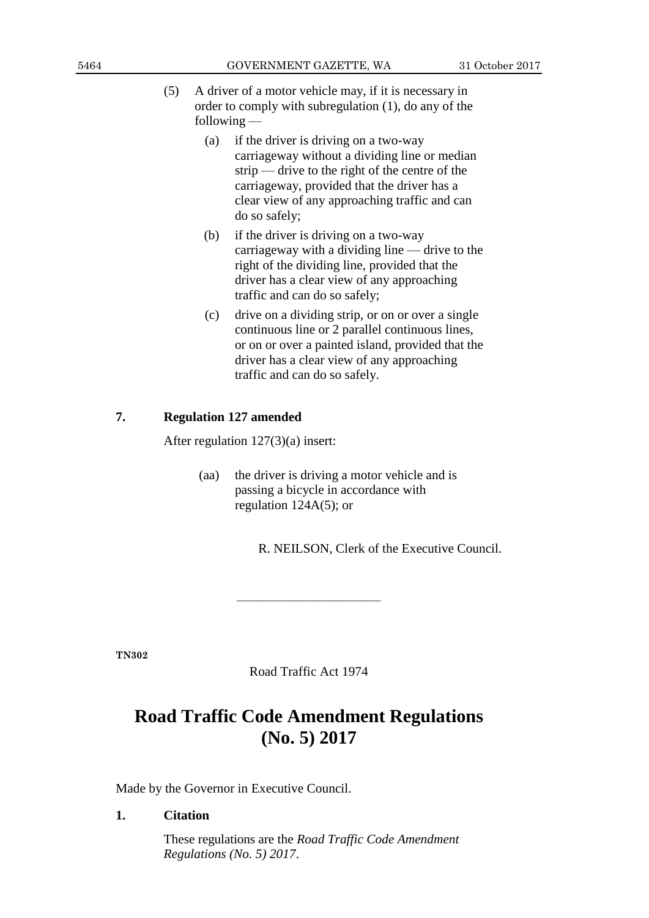(5) A driver of a motor vehicle may, if it is necessary in order to comply with subregulation (1), do any of the following —

(a) if the driver is driving on a two-way carriageway without a dividing line or median strip — drive to the right of the centre of the carriageway, provided that the driver has a clear view of any approaching traffic and can do so safely;

(b) if the driver is driving on a two-way carriageway with a dividing line — drive to the right of the dividing line, provided that the driver has a clear view of any approaching traffic and can do so safely;

(c) drive on a dividing strip, or on or over a single continuous line or 2 parallel continuous lines, or on or over a painted island, provided that the driver has a clear view of any approaching traffic and can do so safely.

**7. Regulation 127 amended**

After regulation 127(3)(a) insert:

(aa) the driver is driving a motor vehicle and is passing a bicycle in accordance with regulation 124A(5); or

R. NEILSON, Clerk of the Executive Council.

---

**TN302**

Road Traffic Act 1974

# Road Traffic Code Amendment Regulations (No. 5) 2017

Made by the Governor in Executive Council.

**1. Citation**

These regulations are the *Road Traffic Code Amendment Regulations (No. 5) 2017*.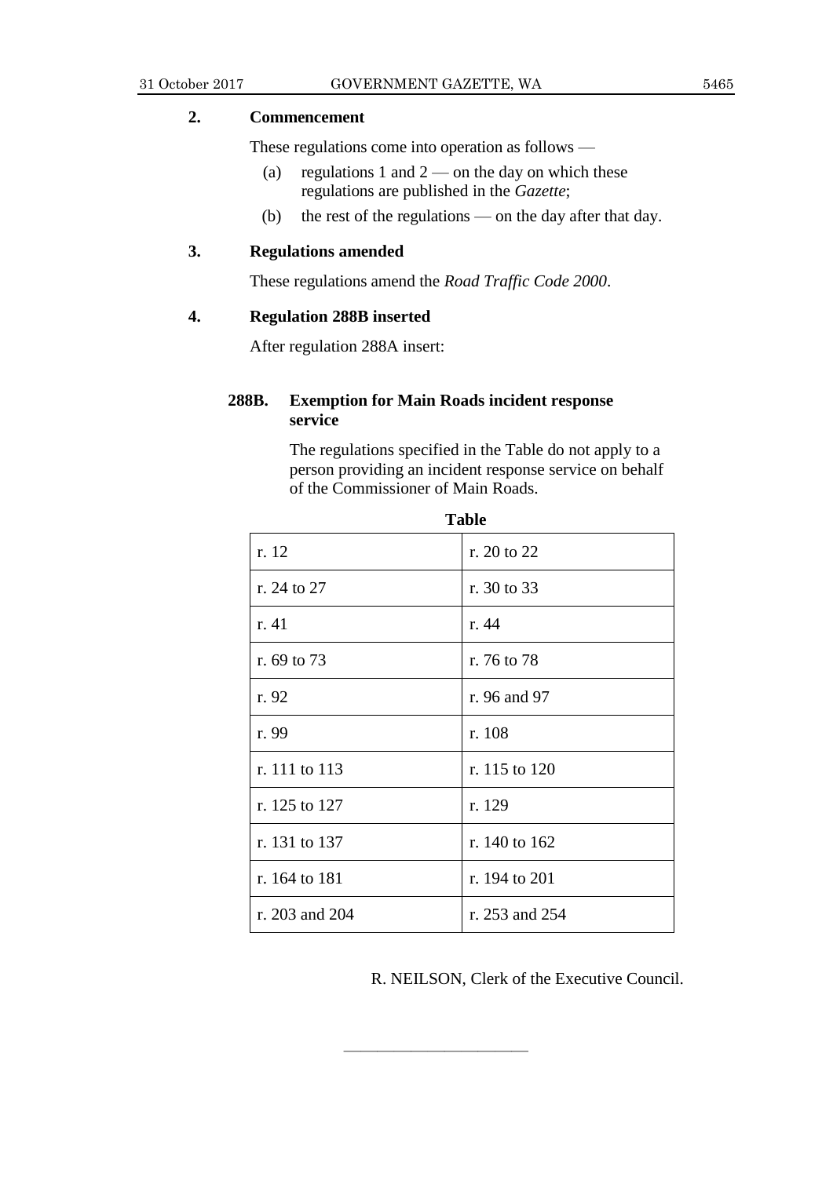## 2. Commencement

These regulations come into operation as follows —

(a) regulations 1 and 2 — on the day on which these regulations are published in the *Gazette*;

(b) the rest of the regulations — on the day after that day.

## 3. Regulations amended

These regulations amend the *Road Traffic Code 2000*.

## 4. Regulation 288B inserted

After regulation 288A insert:

### 288B. Exemption for Main Roads incident response service

The regulations specified in the Table do not apply to a person providing an incident response service on behalf of the Commissioner of Main Roads.

**Table**

| | |
|---|---|
| r. 12 | r. 20 to 22 |
| r. 24 to 27 | r. 30 to 33 |
| r. 41 | r. 44 |
| r. 69 to 73 | r. 76 to 78 |
| r. 92 | r. 96 and 97 |
| r. 99 | r. 108 |
| r. 111 to 113 | r. 115 to 120 |
| r. 125 to 127 | r. 129 |
| r. 131 to 137 | r. 140 to 162 |
| r. 164 to 181 | r. 194 to 201 |
| r. 203 and 204 | r. 253 and 254 |

R. NEILSON, Clerk of the Executive Council.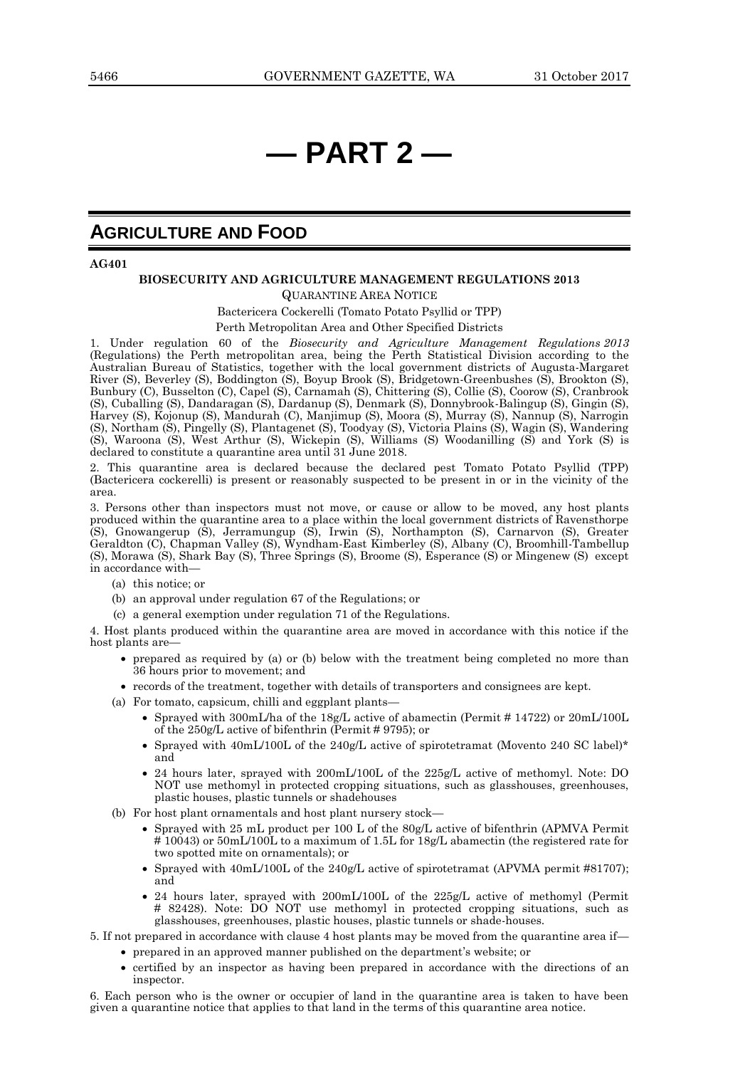# — PART 2 —

## AGRICULTURE AND FOOD

**AG401**

**BIOSECURITY AND AGRICULTURE MANAGEMENT REGULATIONS 2013**

QUARANTINE AREA NOTICE

Bactericera Cockerelli (Tomato Potato Psyllid or TPP)

Perth Metropolitan Area and Other Specified Districts

1. Under regulation 60 of the *Biosecurity and Agriculture Management Regulations 2013* (Regulations) the Perth metropolitan area, being the Perth Statistical Division according to the Australian Bureau of Statistics, together with the local government districts of Augusta-Margaret River (S), Beverley (S), Boddington (S), Boyup Brook (S), Bridgetown-Greenbushes (S), Brookton (S), Bunbury (C), Busselton (C), Capel (S), Carnamah (S), Chittering (S), Collie (S), Coorow (S), Cranbrook (S), Cuballing (S), Dandaragan (S), Dardanup (S), Denmark (S), Donnybrook-Balingup (S), Gingin (S), Harvey (S), Kojonup (S), Mandurah (C), Manjimup (S), Moora (S), Murray (S), Nannup (S), Narrogin (S), Northam (S), Pingelly (S), Plantagenet (S), Toodyay (S), Victoria Plains (S), Wagin (S), Wandering (S), Waroona (S), West Arthur (S), Wickepin (S), Williams (S) Woodanilling (S) and York (S) is declared to constitute a quarantine area until 31 June 2018.

2. This quarantine area is declared because the declared pest Tomato Potato Psyllid (TPP) (Bactericera cockerelli) is present or reasonably suspected to be present in or in the vicinity of the area.

3. Persons other than inspectors must not move, or cause or allow to be moved, any host plants produced within the quarantine area to a place within the local government districts of Ravensthorpe (S), Gnowangerup (S), Jerramungup (S), Irwin (S), Northampton (S), Carnarvon (S), Greater Geraldton (C), Chapman Valley (S), Wyndham-East Kimberley (S), Albany (C), Broomhill-Tambellup (S), Morawa (S), Shark Bay (S), Three Springs (S), Broome (S), Esperance (S) or Mingenew (S) except in accordance with—

- (a) this notice; or
- (b) an approval under regulation 67 of the Regulations; or
- (c) a general exemption under regulation 71 of the Regulations.

4. Host plants produced within the quarantine area are moved in accordance with this notice if the host plants are—

- prepared as required by (a) or (b) below with the treatment being completed no more than 36 hours prior to movement; and
- records of the treatment, together with details of transporters and consignees are kept.

(a) For tomato, capsicum, chilli and eggplant plants—

- Sprayed with 300mL/ha of the 18g/L active of abamectin (Permit # 14722) or 20mL/100L of the 250g/L active of bifenthrin (Permit # 9795); or
- Sprayed with 40mL/100L of the 240g/L active of spirotetramat (Movento 240 SC label)* and
- 24 hours later, sprayed with 200mL/100L of the 225g/L active of methomyl. Note: DO NOT use methomyl in protected cropping situations, such as glasshouses, greenhouses, plastic houses, plastic tunnels or shadehouses

(b) For host plant ornamentals and host plant nursery stock—

- Sprayed with 25 mL product per 100 L of the 80g/L active of bifenthrin (APMVA Permit # 10043) or 50mL/100L to a maximum of 1.5L for 18g/L abamectin (the registered rate for two spotted mite on ornamentals); or
- Sprayed with 40mL/100L of the 240g/L active of spirotetramat (APVMA permit #81707); and
- 24 hours later, sprayed with 200mL/100L of the 225g/L active of methomyl (Permit # 82428). Note: DO NOT use methomyl in protected cropping situations, such as glasshouses, greenhouses, plastic houses, plastic tunnels or shade-houses.

5. If not prepared in accordance with clause 4 host plants may be moved from the quarantine area if—

- prepared in an approved manner published on the department's website; or
- certified by an inspector as having been prepared in accordance with the directions of an inspector.

6. Each person who is the owner or occupier of land in the quarantine area is taken to have been given a quarantine notice that applies to that land in the terms of this quarantine area notice.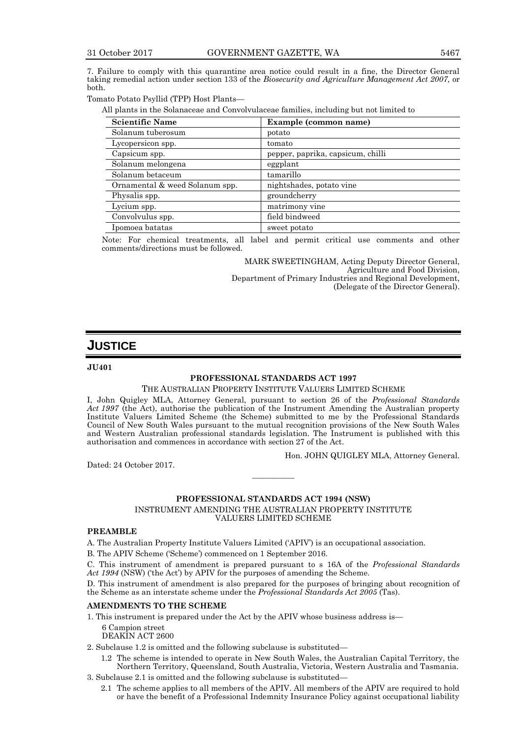7. Failure to comply with this quarantine area notice could result in a fine, the Director General taking remedial action under section 133 of the *Biosecurity and Agriculture Management Act 2007,* or both.

Tomato Potato Psyllid (TPP) Host Plants—

All plants in the Solanaceae and Convolvulaceae families, including but not limited to

| **Scientific Name** | **Example (common name)** |
|---|---|
| Solanum tuberosum | potato |
| Lycopersicon spp. | tomato |
| Capsicum spp. | pepper, paprika, capsicum, chilli |
| Solanum melongena | eggplant |
| Solanum betaceum | tamarillo |
| Ornamental & weed Solanum spp. | nightshades, potato vine |
| Physalis spp. | groundcherry |
| Lycium spp. | matrimony vine |
| Convolvulus spp. | field bindweed |
| Ipomoea batatas | sweet potato |

Note: For chemical treatments, all label and permit critical use comments and other comments/directions must be followed.

MARK SWEETINGHAM, Acting Deputy Director General,
Agriculture and Food Division,
Department of Primary Industries and Regional Development,
(Delegate of the Director General).

# JUSTICE

**JU401**

## PROFESSIONAL STANDARDS ACT 1997

THE AUSTRALIAN PROPERTY INSTITUTE VALUERS LIMITED SCHEME

I, John Quigley MLA, Attorney General, pursuant to section 26 of the *Professional Standards Act 1997* (the Act), authorise the publication of the Instrument Amending the Australian property Institute Valuers Limited Scheme (the Scheme) submitted to me by the Professional Standards Council of New South Wales pursuant to the mutual recognition provisions of the New South Wales and Western Australian professional standards legislation. The Instrument is published with this authorisation and commences in accordance with section 27 of the Act.

Hon. JOHN QUIGLEY MLA, Attorney General.

Dated: 24 October 2017.

---

## PROFESSIONAL STANDARDS ACT 1994 (NSW)

INSTRUMENT AMENDING THE AUSTRALIAN PROPERTY INSTITUTE VALUERS LIMITED SCHEME

**PREAMBLE**

A. The Australian Property Institute Valuers Limited ('APIV') is an occupational association.

B. The APIV Scheme ('Scheme') commenced on 1 September 2016.

C. This instrument of amendment is prepared pursuant to s 16A of the *Professional Standards Act 1994* (NSW) ('the Act') by APIV for the purposes of amending the Scheme.

D. This instrument of amendment is also prepared for the purposes of bringing about recognition of the Scheme as an interstate scheme under the *Professional Standards Act 2005* (Tas).

**AMENDMENTS TO THE SCHEME**

1. This instrument is prepared under the Act by the APIV whose business address is—

 6 Campion street
 DEAKIN ACT 2600

2. Subclause 1.2 is omitted and the following subclause is substituted—

 1.2 The scheme is intended to operate in New South Wales, the Australian Capital Territory, the Northern Territory, Queensland, South Australia, Victoria, Western Australia and Tasmania.

3. Subclause 2.1 is omitted and the following subclause is substituted—

 2.1 The scheme applies to all members of the APIV. All members of the APIV are required to hold or have the benefit of a Professional Indemnity Insurance Policy against occupational liability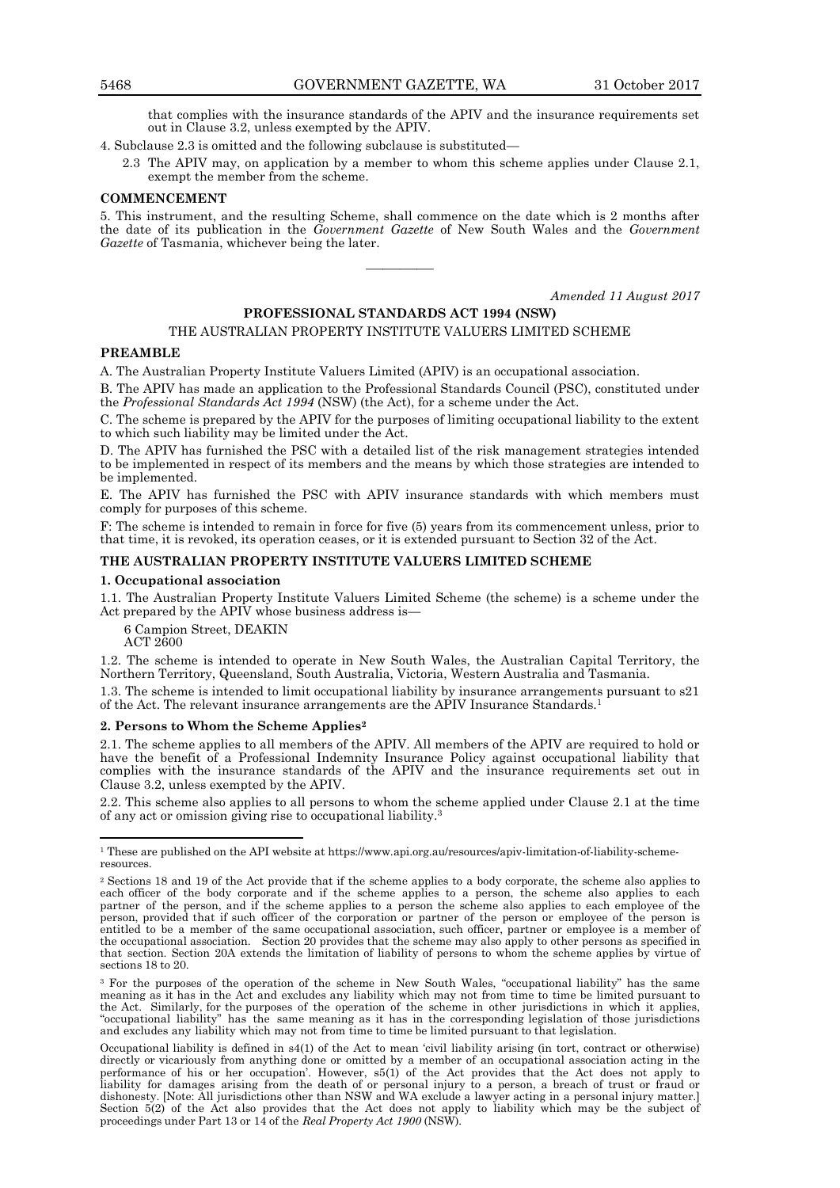that complies with the insurance standards of the APIV and the insurance requirements set out in Clause 3.2, unless exempted by the APIV.

4. Subclause 2.3 is omitted and the following subclause is substituted—

2.3 The APIV may, on application by a member to whom this scheme applies under Clause 2.1, exempt the member from the scheme.

**COMMENCEMENT**

5. This instrument, and the resulting Scheme, shall commence on the date which is 2 months after the date of its publication in the *Government Gazette* of New South Wales and the *Government Gazette* of Tasmania, whichever being the later.

---

*Amended 11 August 2017*

**PROFESSIONAL STANDARDS ACT 1994 (NSW)**

THE AUSTRALIAN PROPERTY INSTITUTE VALUERS LIMITED SCHEME

**PREAMBLE**

A. The Australian Property Institute Valuers Limited (APIV) is an occupational association.

B. The APIV has made an application to the Professional Standards Council (PSC), constituted under the *Professional Standards Act 1994* (NSW) (the Act), for a scheme under the Act.

C. The scheme is prepared by the APIV for the purposes of limiting occupational liability to the extent to which such liability may be limited under the Act.

D. The APIV has furnished the PSC with a detailed list of the risk management strategies intended to be implemented in respect of its members and the means by which those strategies are intended to be implemented.

E. The APIV has furnished the PSC with APIV insurance standards with which members must comply for purposes of this scheme.

F: The scheme is intended to remain in force for five (5) years from its commencement unless, prior to that time, it is revoked, its operation ceases, or it is extended pursuant to Section 32 of the Act.

**THE AUSTRALIAN PROPERTY INSTITUTE VALUERS LIMITED SCHEME**

**1. Occupational association**

1.1. The Australian Property Institute Valuers Limited Scheme (the scheme) is a scheme under the Act prepared by the APIV whose business address is—

6 Campion Street, DEAKIN
ACT 2600

1.2. The scheme is intended to operate in New South Wales, the Australian Capital Territory, the Northern Territory, Queensland, South Australia, Victoria, Western Australia and Tasmania.

1.3. The scheme is intended to limit occupational liability by insurance arrangements pursuant to s21 of the Act. The relevant insurance arrangements are the APIV Insurance Standards.[1]

**2. Persons to Whom the Scheme Applies[2]**

2.1. The scheme applies to all members of the APIV. All members of the APIV are required to hold or have the benefit of a Professional Indemnity Insurance Policy against occupational liability that complies with the insurance standards of the APIV and the insurance requirements set out in Clause 3.2, unless exempted by the APIV.

2.2. This scheme also applies to all persons to whom the scheme applied under Clause 2.1 at the time of any act or omission giving rise to occupational liability.[3]

---

[1] These are published on the API website at https://www.api.org.au/resources/apiv-limitation-of-liability-scheme-resources.

[2] Sections 18 and 19 of the Act provide that if the scheme applies to a body corporate, the scheme also applies to each officer of the body corporate and if the scheme applies to a person, the scheme also applies to each partner of the person, and if the scheme applies to a person the scheme also applies to each employee of the person, provided that if such officer of the corporation or partner of the person or employee of the person is entitled to be a member of the same occupational association, such officer, partner or employee is a member of the occupational association. Section 20 provides that the scheme may also apply to other persons as specified in that section. Section 20A extends the limitation of liability of persons to whom the scheme applies by virtue of sections 18 to 20.

[3] For the purposes of the operation of the scheme in New South Wales, "occupational liability" has the same meaning as it has in the Act and excludes any liability which may not from time to time be limited pursuant to the Act. Similarly, for the purposes of the operation of the scheme in other jurisdictions in which it applies, "occupational liability" has the same meaning as it has in the corresponding legislation of those jurisdictions and excludes any liability which may not from time to time be limited pursuant to that legislation.

Occupational liability is defined in s4(1) of the Act to mean 'civil liability arising (in tort, contract or otherwise) directly or vicariously from anything done or omitted by a member of an occupational association acting in the performance of his or her occupation'. However, s5(1) of the Act provides that the Act does not apply to liability for damages arising from the death of or personal injury to a person, a breach of trust or fraud or dishonesty. [Note: All jurisdictions other than NSW and WA exclude a lawyer acting in a personal injury matter.] Section 5(2) of the Act also provides that the Act does not apply to liability which may be the subject of proceedings under Part 13 or 14 of the *Real Property Act 1900* (NSW).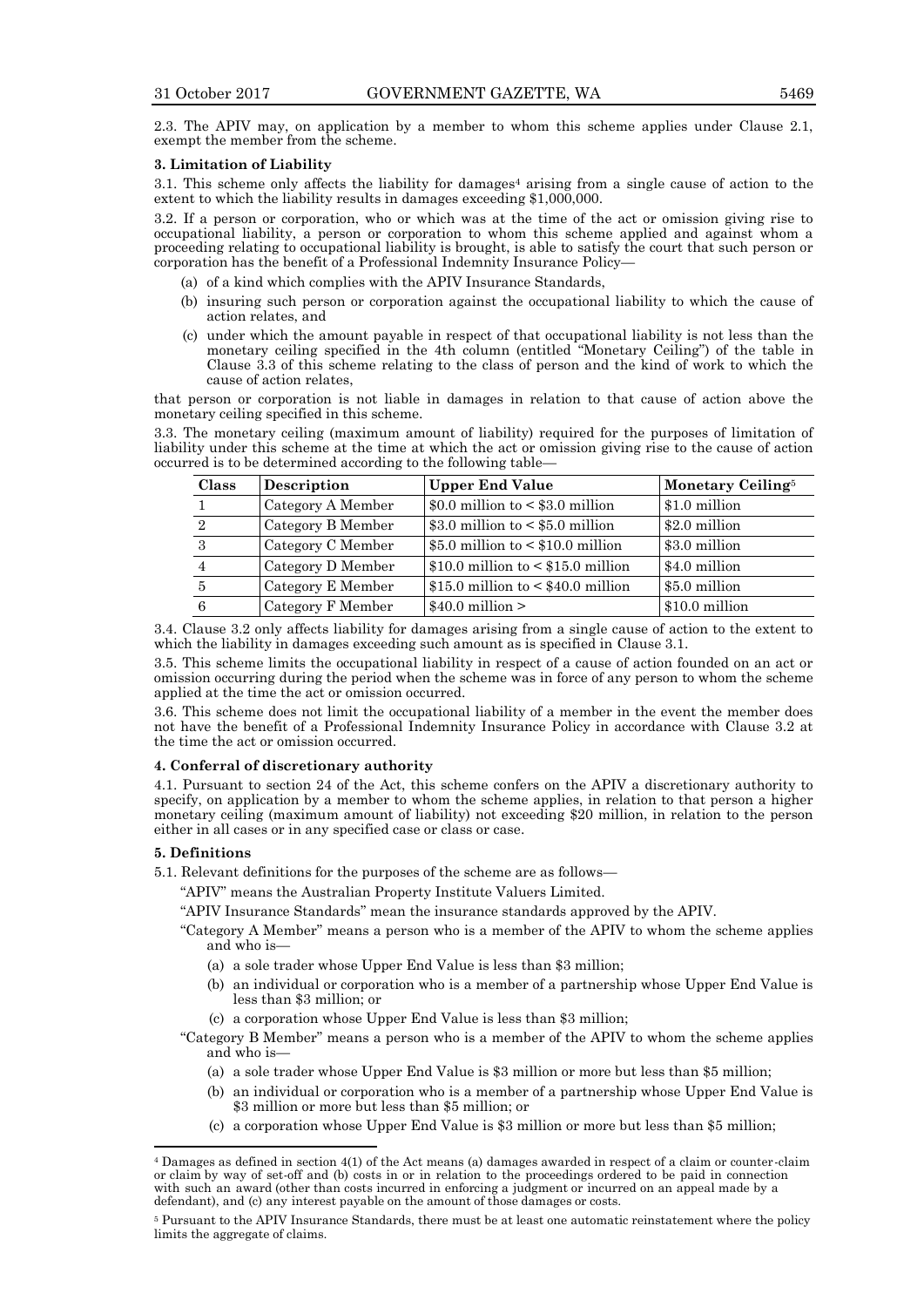2.3. The APIV may, on application by a member to whom this scheme applies under Clause 2.1, exempt the member from the scheme.

**3. Limitation of Liability**

3.1. This scheme only affects the liability for damages[4] arising from a single cause of action to the extent to which the liability results in damages exceeding $1,000,000.

3.2. If a person or corporation, who or which was at the time of the act or omission giving rise to occupational liability, a person or corporation to whom this scheme applied and against whom a proceeding relating to occupational liability is brought, is able to satisfy the court that such person or corporation has the benefit of a Professional Indemnity Insurance Policy—

(a) of a kind which complies with the APIV Insurance Standards,

(b) insuring such person or corporation against the occupational liability to which the cause of action relates, and

(c) under which the amount payable in respect of that occupational liability is not less than the monetary ceiling specified in the 4th column (entitled "Monetary Ceiling") of the table in Clause 3.3 of this scheme relating to the class of person and the kind of work to which the cause of action relates,

that person or corporation is not liable in damages in relation to that cause of action above the monetary ceiling specified in this scheme.

3.3. The monetary ceiling (maximum amount of liability) required for the purposes of limitation of liability under this scheme at the time at which the act or omission giving rise to the cause of action occurred is to be determined according to the following table—

| Class | Description | Upper End Value | Monetary Ceiling[5] |
|---|---|---|---|
| 1 | Category A Member | $0.0 million to < $3.0 million | $1.0 million |
| 2 | Category B Member | $3.0 million to < $5.0 million | $2.0 million |
| 3 | Category C Member | $5.0 million to < $10.0 million | $3.0 million |
| 4 | Category D Member | $10.0 million to < $15.0 million | $4.0 million |
| 5 | Category E Member | $15.0 million to < $40.0 million | $5.0 million |
| 6 | Category F Member | $40.0 million > | $10.0 million |

3.4. Clause 3.2 only affects liability for damages arising from a single cause of action to the extent to which the liability in damages exceeding such amount as is specified in Clause 3.1.

3.5. This scheme limits the occupational liability in respect of a cause of action founded on an act or omission occurring during the period when the scheme was in force of any person to whom the scheme applied at the time the act or omission occurred.

3.6. This scheme does not limit the occupational liability of a member in the event the member does not have the benefit of a Professional Indemnity Insurance Policy in accordance with Clause 3.2 at the time the act or omission occurred.

**4. Conferral of discretionary authority**

4.1. Pursuant to section 24 of the Act, this scheme confers on the APIV a discretionary authority to specify, on application by a member to whom the scheme applies, in relation to that person a higher monetary ceiling (maximum amount of liability) not exceeding $20 million, in relation to the person either in all cases or in any specified case or class or case.

**5. Definitions**

5.1. Relevant definitions for the purposes of the scheme are as follows—

"APIV" means the Australian Property Institute Valuers Limited.

"APIV Insurance Standards" mean the insurance standards approved by the APIV.

"Category A Member" means a person who is a member of the APIV to whom the scheme applies and who is—

(a) a sole trader whose Upper End Value is less than $3 million;

(b) an individual or corporation who is a member of a partnership whose Upper End Value is less than $3 million; or

(c) a corporation whose Upper End Value is less than $3 million;

"Category B Member" means a person who is a member of the APIV to whom the scheme applies and who is—

(a) a sole trader whose Upper End Value is $3 million or more but less than $5 million;

(b) an individual or corporation who is a member of a partnership whose Upper End Value is $3 million or more but less than $5 million; or

(c) a corporation whose Upper End Value is $3 million or more but less than $5 million;

---

[4] Damages as defined in section 4(1) of the Act means (a) damages awarded in respect of a claim or counter-claim or claim by way of set-off and (b) costs in or in relation to the proceedings ordered to be paid in connection with such an award (other than costs incurred in enforcing a judgment or incurred on an appeal made by a defendant), and (c) any interest payable on the amount of those damages or costs.

[5] Pursuant to the APIV Insurance Standards, there must be at least one automatic reinstatement where the policy limits the aggregate of claims.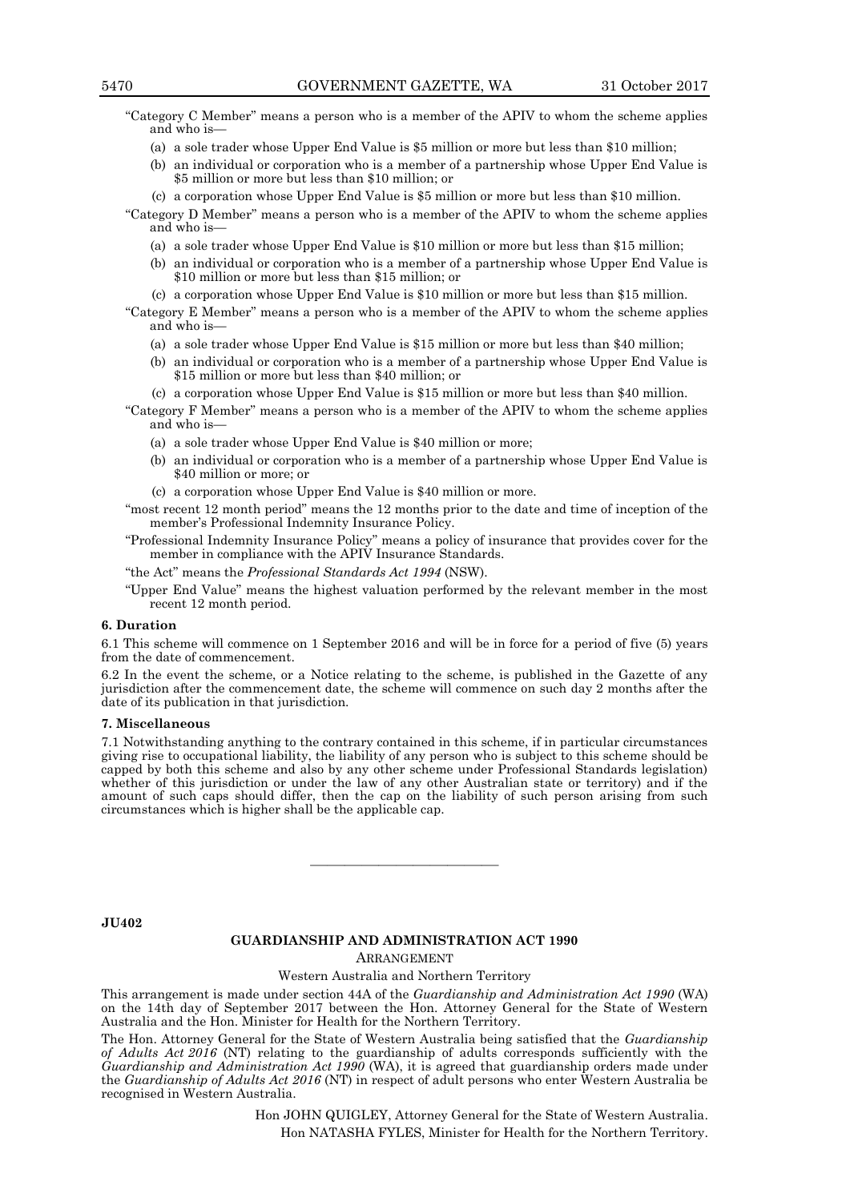"Category C Member" means a person who is a member of the APIV to whom the scheme applies and who is—

(a) a sole trader whose Upper End Value is $5 million or more but less than $10 million;

(b) an individual or corporation who is a member of a partnership whose Upper End Value is $5 million or more but less than $10 million; or

(c) a corporation whose Upper End Value is $5 million or more but less than $10 million.

"Category D Member" means a person who is a member of the APIV to whom the scheme applies and who is—

(a) a sole trader whose Upper End Value is $10 million or more but less than $15 million;

(b) an individual or corporation who is a member of a partnership whose Upper End Value is $10 million or more but less than $15 million; or

(c) a corporation whose Upper End Value is $10 million or more but less than $15 million.

"Category E Member" means a person who is a member of the APIV to whom the scheme applies and who is—

(a) a sole trader whose Upper End Value is $15 million or more but less than $40 million;

(b) an individual or corporation who is a member of a partnership whose Upper End Value is $15 million or more but less than $40 million; or

(c) a corporation whose Upper End Value is $15 million or more but less than $40 million.

"Category F Member" means a person who is a member of the APIV to whom the scheme applies and who is—

(a) a sole trader whose Upper End Value is $40 million or more;

(b) an individual or corporation who is a member of a partnership whose Upper End Value is $40 million or more; or

(c) a corporation whose Upper End Value is $40 million or more.

"most recent 12 month period" means the 12 months prior to the date and time of inception of the member's Professional Indemnity Insurance Policy.

"Professional Indemnity Insurance Policy" means a policy of insurance that provides cover for the member in compliance with the APIV Insurance Standards.

"the Act" means the *Professional Standards Act 1994* (NSW).

"Upper End Value" means the highest valuation performed by the relevant member in the most recent 12 month period.

**6. Duration**

6.1 This scheme will commence on 1 September 2016 and will be in force for a period of five (5) years from the date of commencement.

6.2 In the event the scheme, or a Notice relating to the scheme, is published in the Gazette of any jurisdiction after the commencement date, the scheme will commence on such day 2 months after the date of its publication in that jurisdiction.

**7. Miscellaneous**

7.1 Notwithstanding anything to the contrary contained in this scheme, if in particular circumstances giving rise to occupational liability, the liability of any person who is subject to this scheme should be capped by both this scheme and also by any other scheme under Professional Standards legislation) whether of this jurisdiction or under the law of any other Australian state or territory) and if the amount of such caps should differ, then the cap on the liability of such person arising from such circumstances which is higher shall be the applicable cap.

---

**JU402**

**GUARDIANSHIP AND ADMINISTRATION ACT 1990**

ARRANGEMENT

Western Australia and Northern Territory

This arrangement is made under section 44A of the *Guardianship and Administration Act 1990* (WA) on the 14th day of September 2017 between the Hon. Attorney General for the State of Western Australia and the Hon. Minister for Health for the Northern Territory.

The Hon. Attorney General for the State of Western Australia being satisfied that the *Guardianship of Adults Act 2016* (NT) relating to the guardianship of adults corresponds sufficiently with the *Guardianship and Administration Act 1990* (WA), it is agreed that guardianship orders made under the *Guardianship of Adults Act 2016* (NT) in respect of adult persons who enter Western Australia be recognised in Western Australia.

Hon JOHN QUIGLEY, Attorney General for the State of Western Australia.

Hon NATASHA FYLES, Minister for Health for the Northern Territory.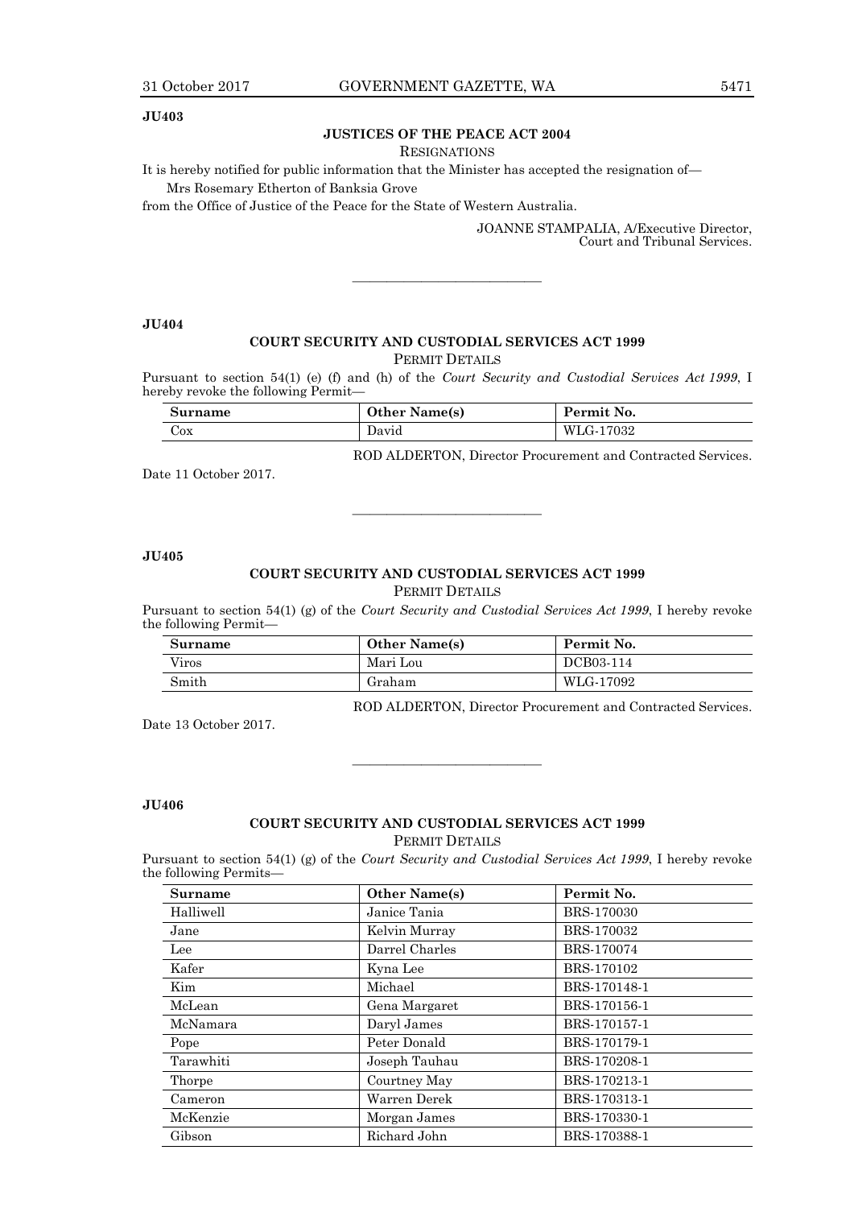**JU403**

## JUSTICES OF THE PEACE ACT 2004

RESIGNATIONS

It is hereby notified for public information that the Minister has accepted the resignation of—

Mrs Rosemary Etherton of Banksia Grove

from the Office of Justice of the Peace for the State of Western Australia.

JOANNE STAMPALIA, A/Executive Director, Court and Tribunal Services.

---

**JU404**

## COURT SECURITY AND CUSTODIAL SERVICES ACT 1999

PERMIT DETAILS

Pursuant to section 54(1) (e) (f) and (h) of the *Court Security and Custodial Services Act 1999*, I hereby revoke the following Permit—

| Surname | Other Name(s) | Permit No. |
|---|---|---|
| Cox | David | WLG-17032 |

ROD ALDERTON, Director Procurement and Contracted Services.

Date 11 October 2017.

---

**JU405**

## COURT SECURITY AND CUSTODIAL SERVICES ACT 1999

PERMIT DETAILS

Pursuant to section 54(1) (g) of the *Court Security and Custodial Services Act 1999*, I hereby revoke the following Permit—

| Surname | Other Name(s) | Permit No. |
|---|---|---|
| Viros | Mari Lou | DCB03-114 |
| Smith | Graham | WLG-17092 |

ROD ALDERTON, Director Procurement and Contracted Services.

Date 13 October 2017.

---

**JU406**

## COURT SECURITY AND CUSTODIAL SERVICES ACT 1999

PERMIT DETAILS

Pursuant to section 54(1) (g) of the *Court Security and Custodial Services Act 1999*, I hereby revoke the following Permits—

| Surname | Other Name(s) | Permit No. |
|---|---|---|
| Halliwell | Janice Tania | BRS-170030 |
| Jane | Kelvin Murray | BRS-170032 |
| Lee | Darrel Charles | BRS-170074 |
| Kafer | Kyna Lee | BRS-170102 |
| Kim | Michael | BRS-170148-1 |
| McLean | Gena Margaret | BRS-170156-1 |
| McNamara | Daryl James | BRS-170157-1 |
| Pope | Peter Donald | BRS-170179-1 |
| Tarawhiti | Joseph Tauhau | BRS-170208-1 |
| Thorpe | Courtney May | BRS-170213-1 |
| Cameron | Warren Derek | BRS-170313-1 |
| McKenzie | Morgan James | BRS-170330-1 |
| Gibson | Richard John | BRS-170388-1 |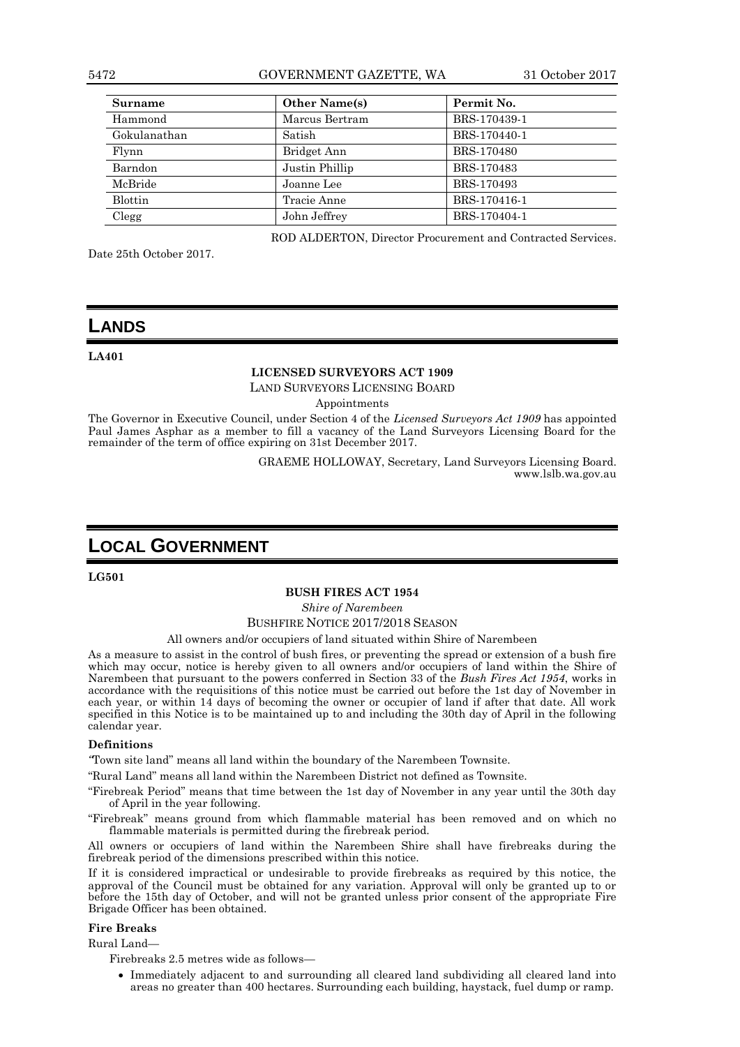| Surname | Other Name(s) | Permit No. |
|---|---|---|
| Hammond | Marcus Bertram | BRS-170439-1 |
| Gokulanathan | Satish | BRS-170440-1 |
| Flynn | Bridget Ann | BRS-170480 |
| Barndon | Justin Phillip | BRS-170483 |
| McBride | Joanne Lee | BRS-170493 |
| Blottin | Tracie Anne | BRS-170416-1 |
| Clegg | John Jeffrey | BRS-170404-1 |

ROD ALDERTON, Director Procurement and Contracted Services.

Date 25th October 2017.

# LANDS

**LA401**

**LICENSED SURVEYORS ACT 1909**

LAND SURVEYORS LICENSING BOARD

Appointments

The Governor in Executive Council, under Section 4 of the *Licensed Surveyors Act 1909* has appointed Paul James Asphar as a member to fill a vacancy of the Land Surveyors Licensing Board for the remainder of the term of office expiring on 31st December 2017.

GRAEME HOLLOWAY, Secretary, Land Surveyors Licensing Board.
www.lslb.wa.gov.au

# LOCAL GOVERNMENT

**LG501**

**BUSH FIRES ACT 1954**

*Shire of Narembeen*

BUSHFIRE NOTICE 2017/2018 SEASON

All owners and/or occupiers of land situated within Shire of Narembeen

As a measure to assist in the control of bush fires, or preventing the spread or extension of a bush fire which may occur, notice is hereby given to all owners and/or occupiers of land within the Shire of Narembeen that pursuant to the powers conferred in Section 33 of the *Bush Fires Act 1954*, works in accordance with the requisitions of this notice must be carried out before the 1st day of November in each year, or within 14 days of becoming the owner or occupier of land if after that date. All work specified in this Notice is to be maintained up to and including the 30th day of April in the following calendar year.

**Definitions**

"Town site land" means all land within the boundary of the Narembeen Townsite.

"Rural Land" means all land within the Narembeen District not defined as Townsite.

"Firebreak Period" means that time between the 1st day of November in any year until the 30th day of April in the year following.

"Firebreak" means ground from which flammable material has been removed and on which no flammable materials is permitted during the firebreak period.

All owners or occupiers of land within the Narembeen Shire shall have firebreaks during the firebreak period of the dimensions prescribed within this notice.

If it is considered impractical or undesirable to provide firebreaks as required by this notice, the approval of the Council must be obtained for any variation. Approval will only be granted up to or before the 15th day of October, and will not be granted unless prior consent of the appropriate Fire Brigade Officer has been obtained.

**Fire Breaks**

Rural Land—

Firebreaks 2.5 metres wide as follows—

- Immediately adjacent to and surrounding all cleared land subdividing all cleared land into areas no greater than 400 hectares. Surrounding each building, haystack, fuel dump or ramp.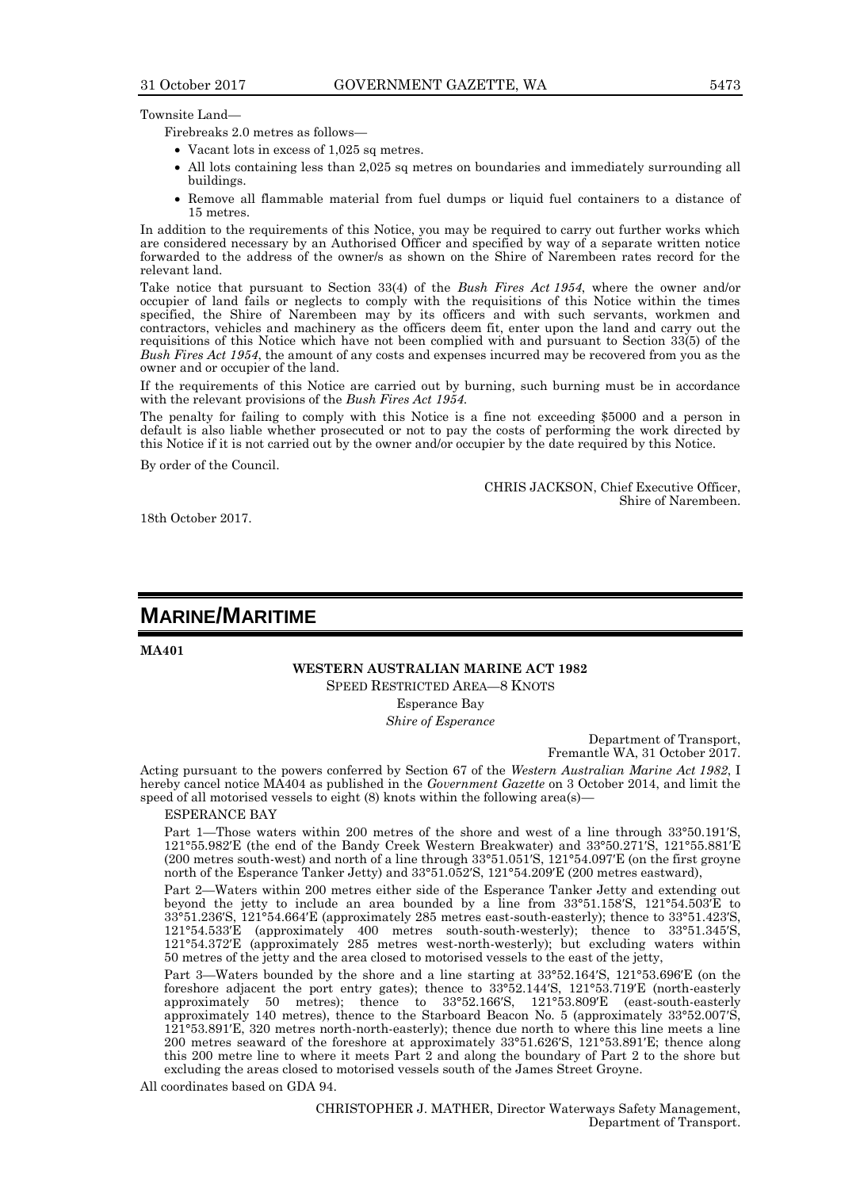Townsite Land—

Firebreaks 2.0 metres as follows—

- Vacant lots in excess of 1,025 sq metres.
- All lots containing less than 2,025 sq metres on boundaries and immediately surrounding all buildings.
- Remove all flammable material from fuel dumps or liquid fuel containers to a distance of 15 metres.

In addition to the requirements of this Notice, you may be required to carry out further works which are considered necessary by an Authorised Officer and specified by way of a separate written notice forwarded to the address of the owner/s as shown on the Shire of Narembeen rates record for the relevant land.

Take notice that pursuant to Section 33(4) of the *Bush Fires Act 1954*, where the owner and/or occupier of land fails or neglects to comply with the requisitions of this Notice within the times specified, the Shire of Narembeen may by its officers and with such servants, workmen and contractors, vehicles and machinery as the officers deem fit, enter upon the land and carry out the requisitions of this Notice which have not been complied with and pursuant to Section 33(5) of the *Bush Fires Act 1954*, the amount of any costs and expenses incurred may be recovered from you as the owner and or occupier of the land.

If the requirements of this Notice are carried out by burning, such burning must be in accordance with the relevant provisions of the *Bush Fires Act 1954*.

The penalty for failing to comply with this Notice is a fine not exceeding $5000 and a person in default is also liable whether prosecuted or not to pay the costs of performing the work directed by this Notice if it is not carried out by the owner and/or occupier by the date required by this Notice.

By order of the Council.

CHRIS JACKSON, Chief Executive Officer,
Shire of Narembeen.

18th October 2017.

# MARINE/MARITIME

**MA401**

**WESTERN AUSTRALIAN MARINE ACT 1982**

SPEED RESTRICTED AREA—8 KNOTS

Esperance Bay

*Shire of Esperance*

Department of Transport,
Fremantle WA, 31 October 2017.

Acting pursuant to the powers conferred by Section 67 of the *Western Australian Marine Act 1982*, I hereby cancel notice MA404 as published in the *Government Gazette* on 3 October 2014, and limit the speed of all motorised vessels to eight (8) knots within the following area(s)—

ESPERANCE BAY

Part 1—Those waters within 200 metres of the shore and west of a line through 33°50.191′S, 121°55.982′E (the end of the Bandy Creek Western Breakwater) and 33°50.271′S, 121°55.881′E (200 metres south-west) and north of a line through 33°51.051′S, 121°54.097′E (on the first groyne north of the Esperance Tanker Jetty) and 33°51.052′S, 121°54.209′E (200 metres eastward),

Part 2—Waters within 200 metres either side of the Esperance Tanker Jetty and extending out beyond the jetty to include an area bounded by a line from 33°51.158′S, 121°54.503′E to 33°51.236′S, 121°54.664′E (approximately 285 metres east-south-easterly); thence to 33°51.423′S, 121°54.533′E (approximately 400 metres south-south-westerly); thence to 33°51.345′S, 121°54.372′E (approximately 285 metres west-north-westerly); but excluding waters within 50 metres of the jetty and the area closed to motorised vessels to the east of the jetty,

Part 3—Waters bounded by the shore and a line starting at 33°52.164′S, 121°53.696′E (on the foreshore adjacent the port entry gates); thence to 33°52.144′S, 121°53.719′E (north-easterly approximately 50 metres); thence to 33°52.166′S, 121°53.809′E (east-south-easterly approximately 140 metres), thence to the Starboard Beacon No. 5 (approximately 33°52.007′S, 121°53.891′E, 320 metres north-north-easterly); thence due north to where this line meets a line 200 metres seaward of the foreshore at approximately 33°51.626′S, 121°53.891′E; thence along this 200 metre line to where it meets Part 2 and along the boundary of Part 2 to the shore but excluding the areas closed to motorised vessels south of the James Street Groyne.

All coordinates based on GDA 94.

CHRISTOPHER J. MATHER, Director Waterways Safety Management,
Department of Transport.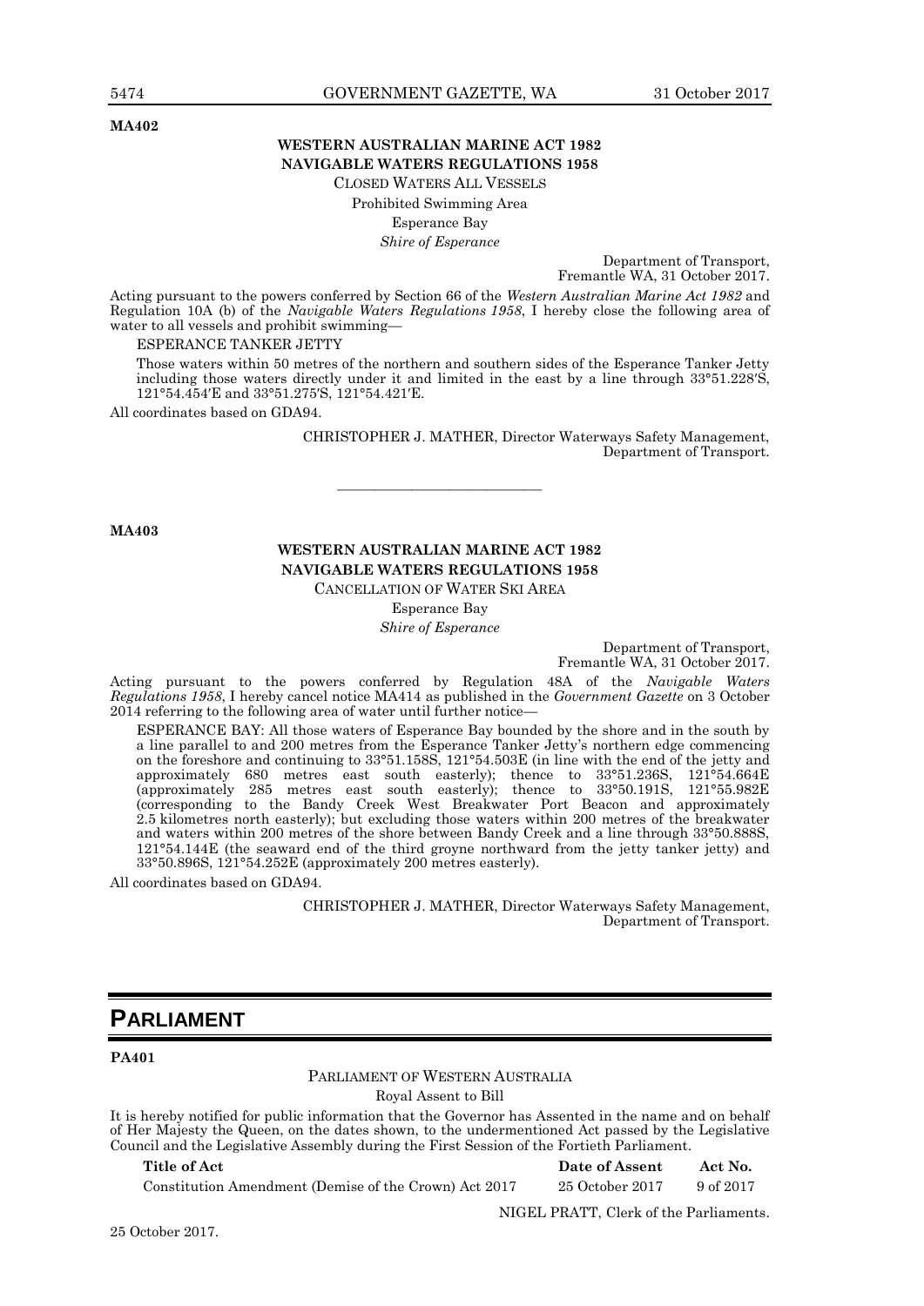**MA402**

**WESTERN AUSTRALIAN MARINE ACT 1982**
**NAVIGABLE WATERS REGULATIONS 1958**

CLOSED WATERS ALL VESSELS

Prohibited Swimming Area

Esperance Bay

*Shire of Esperance*

Department of Transport,
Fremantle WA, 31 October 2017.

Acting pursuant to the powers conferred by Section 66 of the *Western Australian Marine Act 1982* and Regulation 10A (b) of the *Navigable Waters Regulations 1958*, I hereby close the following area of water to all vessels and prohibit swimming—

ESPERANCE TANKER JETTY

Those waters within 50 metres of the northern and southern sides of the Esperance Tanker Jetty including those waters directly under it and limited in the east by a line through 33°51.228′S, 121°54.454′E and 33°51.275′S, 121°54.421′E.

All coordinates based on GDA94.

CHRISTOPHER J. MATHER, Director Waterways Safety Management,
Department of Transport.

---

**MA403**

**WESTERN AUSTRALIAN MARINE ACT 1982**
**NAVIGABLE WATERS REGULATIONS 1958**

CANCELLATION OF WATER SKI AREA

Esperance Bay

*Shire of Esperance*

Department of Transport,
Fremantle WA, 31 October 2017.

Acting pursuant to the powers conferred by Regulation 48A of the *Navigable Waters Regulations 1958*, I hereby cancel notice MA414 as published in the *Government Gazette* on 3 October 2014 referring to the following area of water until further notice—

ESPERANCE BAY: All those waters of Esperance Bay bounded by the shore and in the south by a line parallel to and 200 metres from the Esperance Tanker Jetty's northern edge commencing on the foreshore and continuing to 33°51.158S, 121°54.503E (in line with the end of the jetty and approximately 680 metres east south easterly); thence to 33°51.236S, 121°54.664E (approximately 285 metres east south easterly); thence to 33°50.191S, 121°55.982E (corresponding to the Bandy Creek West Breakwater Port Beacon and approximately 2.5 kilometres north easterly); but excluding those waters within 200 metres of the breakwater and waters within 200 metres of the shore between Bandy Creek and a line through 33°50.888S, 121°54.144E (the seaward end of the third groyne northward from the jetty tanker jetty) and 33°50.896S, 121°54.252E (approximately 200 metres easterly).

All coordinates based on GDA94.

CHRISTOPHER J. MATHER, Director Waterways Safety Management,
Department of Transport.

# PARLIAMENT

**PA401**

PARLIAMENT OF WESTERN AUSTRALIA

Royal Assent to Bill

It is hereby notified for public information that the Governor has Assented in the name and on behalf of Her Majesty the Queen, on the dates shown, to the undermentioned Act passed by the Legislative Council and the Legislative Assembly during the First Session of the Fortieth Parliament.

| Title of Act | Date of Assent | Act No. |
|---|---|---|
| Constitution Amendment (Demise of the Crown) Act 2017 | 25 October 2017 | 9 of 2017 |

NIGEL PRATT, Clerk of the Parliaments.

25 October 2017.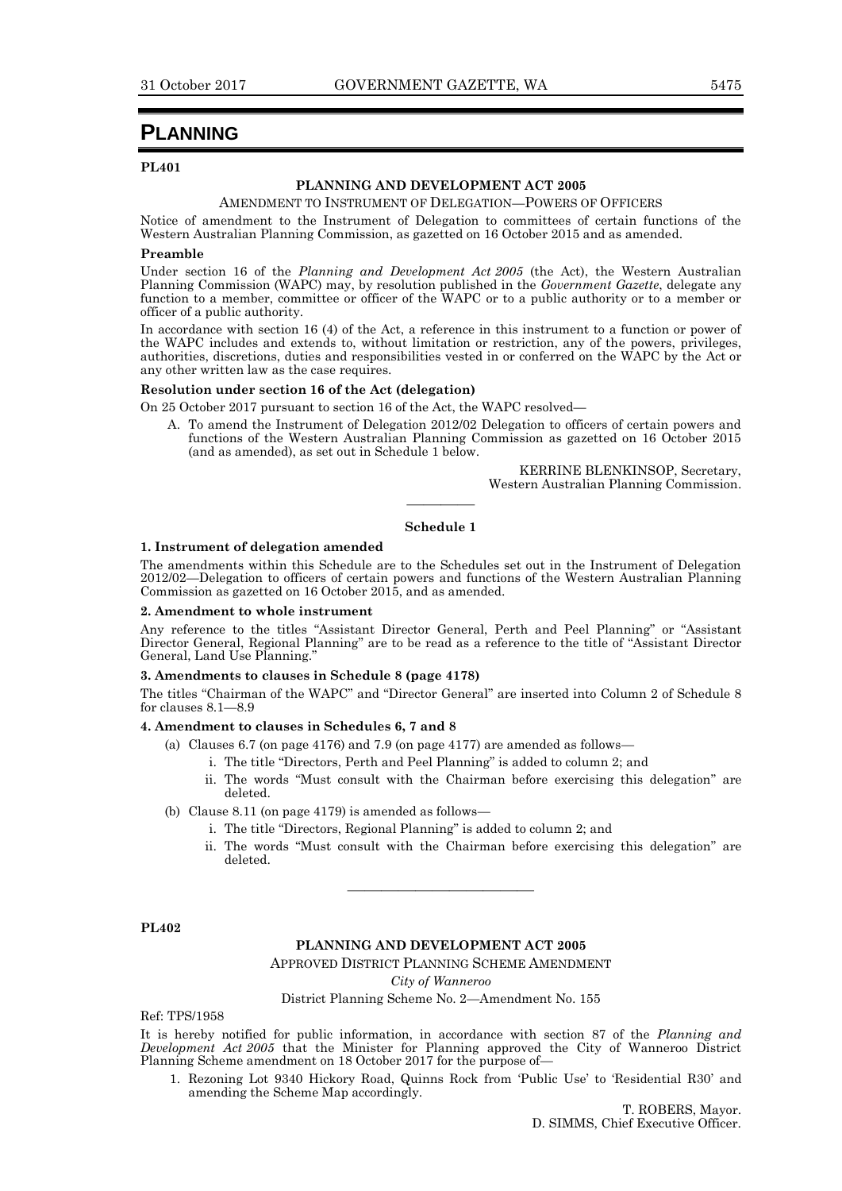# PLANNING

**PL401**

**PLANNING AND DEVELOPMENT ACT 2005**

AMENDMENT TO INSTRUMENT OF DELEGATION—POWERS OF OFFICERS

Notice of amendment to the Instrument of Delegation to committees of certain functions of the Western Australian Planning Commission, as gazetted on 16 October 2015 and as amended.

**Preamble**

Under section 16 of the *Planning and Development Act 2005* (the Act), the Western Australian Planning Commission (WAPC) may, by resolution published in the *Government Gazette*, delegate any function to a member, committee or officer of the WAPC or to a public authority or to a member or officer of a public authority.

In accordance with section 16 (4) of the Act, a reference in this instrument to a function or power of the WAPC includes and extends to, without limitation or restriction, any of the powers, privileges, authorities, discretions, duties and responsibilities vested in or conferred on the WAPC by the Act or any other written law as the case requires.

**Resolution under section 16 of the Act (delegation)**

On 25 October 2017 pursuant to section 16 of the Act, the WAPC resolved—

A. To amend the Instrument of Delegation 2012/02 Delegation to officers of certain powers and functions of the Western Australian Planning Commission as gazetted on 16 October 2015 (and as amended), as set out in Schedule 1 below.

KERRINE BLENKINSOP, Secretary,
Western Australian Planning Commission.

---

**Schedule 1**

**1. Instrument of delegation amended**

The amendments within this Schedule are to the Schedules set out in the Instrument of Delegation 2012/02—Delegation to officers of certain powers and functions of the Western Australian Planning Commission as gazetted on 16 October 2015, and as amended.

**2. Amendment to whole instrument**

Any reference to the titles "Assistant Director General, Perth and Peel Planning" or "Assistant Director General, Regional Planning" are to be read as a reference to the title of "Assistant Director General, Land Use Planning."

**3. Amendments to clauses in Schedule 8 (page 4178)**

The titles "Chairman of the WAPC" and "Director General" are inserted into Column 2 of Schedule 8 for clauses 8.1—8.9

**4. Amendment to clauses in Schedules 6, 7 and 8**

- (a) Clauses 6.7 (on page 4176) and 7.9 (on page 4177) are amended as follows—
  - i. The title "Directors, Perth and Peel Planning" is added to column 2; and
  - ii. The words "Must consult with the Chairman before exercising this delegation" are deleted.
- (b) Clause 8.11 (on page 4179) is amended as follows—
  - i. The title "Directors, Regional Planning" is added to column 2; and
  - ii. The words "Must consult with the Chairman before exercising this delegation" are deleted.

---

**PL402**

**PLANNING AND DEVELOPMENT ACT 2005**

APPROVED DISTRICT PLANNING SCHEME AMENDMENT

*City of Wanneroo*

District Planning Scheme No. 2—Amendment No. 155

Ref: TPS/1958

It is hereby notified for public information, in accordance with section 87 of the *Planning and Development Act 2005* that the Minister for Planning approved the City of Wanneroo District Planning Scheme amendment on 18 October 2017 for the purpose of—

1. Rezoning Lot 9340 Hickory Road, Quinns Rock from 'Public Use' to 'Residential R30' and amending the Scheme Map accordingly.

T. ROBERS, Mayor.
D. SIMMS, Chief Executive Officer.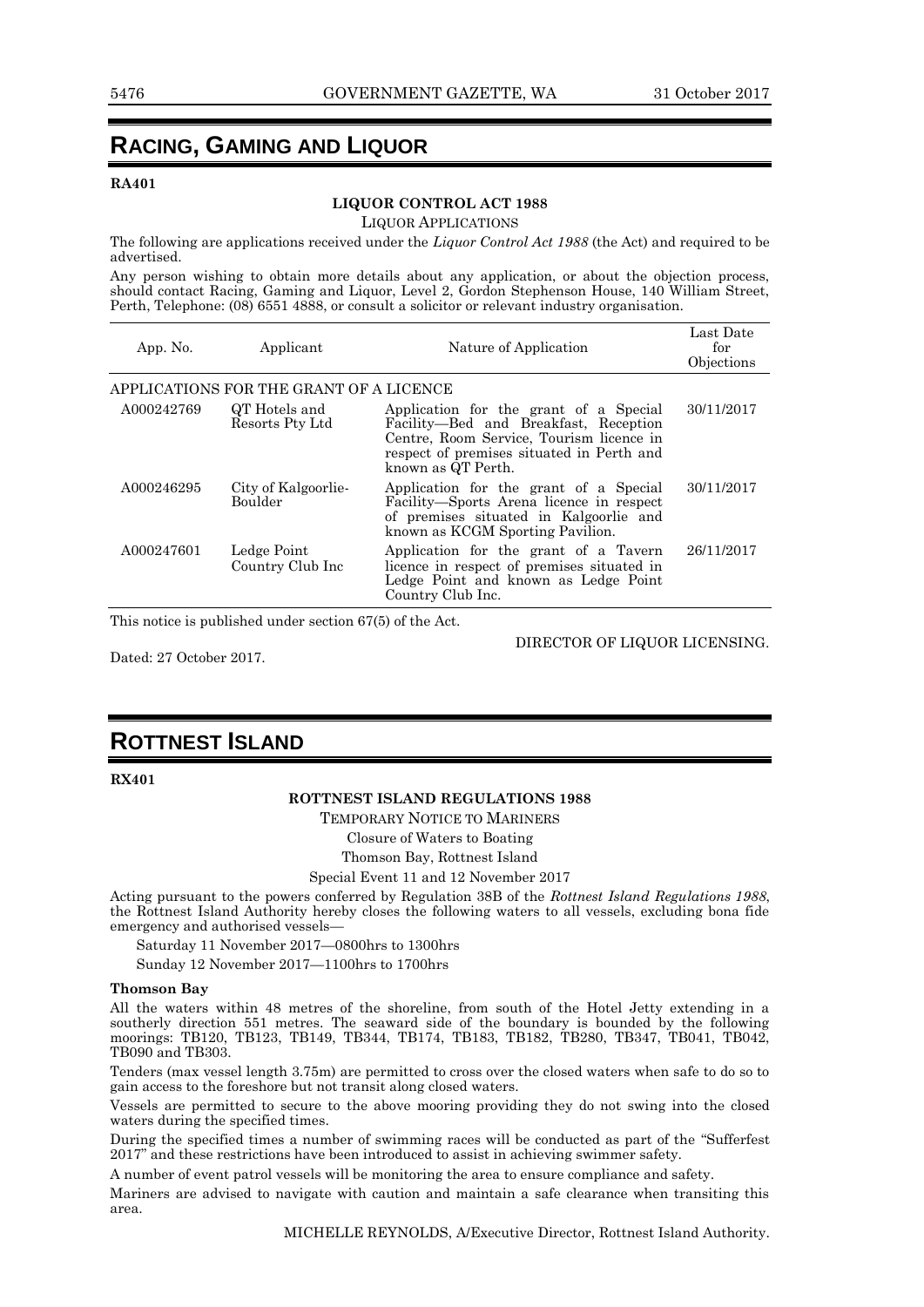# RACING, GAMING AND LIQUOR

**RA401**

**LIQUOR CONTROL ACT 1988**

LIQUOR APPLICATIONS

The following are applications received under the *Liquor Control Act 1988* (the Act) and required to be advertised.

Any person wishing to obtain more details about any application, or about the objection process, should contact Racing, Gaming and Liquor, Level 2, Gordon Stephenson House, 140 William Street, Perth, Telephone: (08) 6551 4888, or consult a solicitor or relevant industry organisation.

| App. No. | Applicant | Nature of Application | Last Date for Objections |
|---|---|---|---|
| APPLICATIONS FOR THE GRANT OF A LICENCE | | | |
| A000242769 | QT Hotels and Resorts Pty Ltd | Application for the grant of a Special Facility—Bed and Breakfast, Reception Centre, Room Service, Tourism licence in respect of premises situated in Perth and known as QT Perth. | 30/11/2017 |
| A000246295 | City of Kalgoorlie-Boulder | Application for the grant of a Special Facility—Sports Arena licence in respect of premises situated in Kalgoorlie and known as KCGM Sporting Pavilion. | 30/11/2017 |
| A000247601 | Ledge Point Country Club Inc | Application for the grant of a Tavern licence in respect of premises situated in Ledge Point and known as Ledge Point Country Club Inc. | 26/11/2017 |

This notice is published under section 67(5) of the Act.

DIRECTOR OF LIQUOR LICENSING.

Dated: 27 October 2017.

# ROTTNEST ISLAND

**RX401**

**ROTTNEST ISLAND REGULATIONS 1988**

TEMPORARY NOTICE TO MARINERS

Closure of Waters to Boating

Thomson Bay, Rottnest Island

Special Event 11 and 12 November 2017

Acting pursuant to the powers conferred by Regulation 38B of the *Rottnest Island Regulations 1988*, the Rottnest Island Authority hereby closes the following waters to all vessels, excluding bona fide emergency and authorised vessels—

Saturday 11 November 2017—0800hrs to 1300hrs

Sunday 12 November 2017—1100hrs to 1700hrs

**Thomson Bay**

All the waters within 48 metres of the shoreline, from south of the Hotel Jetty extending in a southerly direction 551 metres. The seaward side of the boundary is bounded by the following moorings: TB120, TB123, TB149, TB344, TB174, TB183, TB182, TB280, TB347, TB041, TB042, TB090 and TB303.

Tenders (max vessel length 3.75m) are permitted to cross over the closed waters when safe to do so to gain access to the foreshore but not transit along closed waters.

Vessels are permitted to secure to the above mooring providing they do not swing into the closed waters during the specified times.

During the specified times a number of swimming races will be conducted as part of the "Sufferfest 2017" and these restrictions have been introduced to assist in achieving swimmer safety.

A number of event patrol vessels will be monitoring the area to ensure compliance and safety.

Mariners are advised to navigate with caution and maintain a safe clearance when transiting this area.

MICHELLE REYNOLDS, A/Executive Director, Rottnest Island Authority.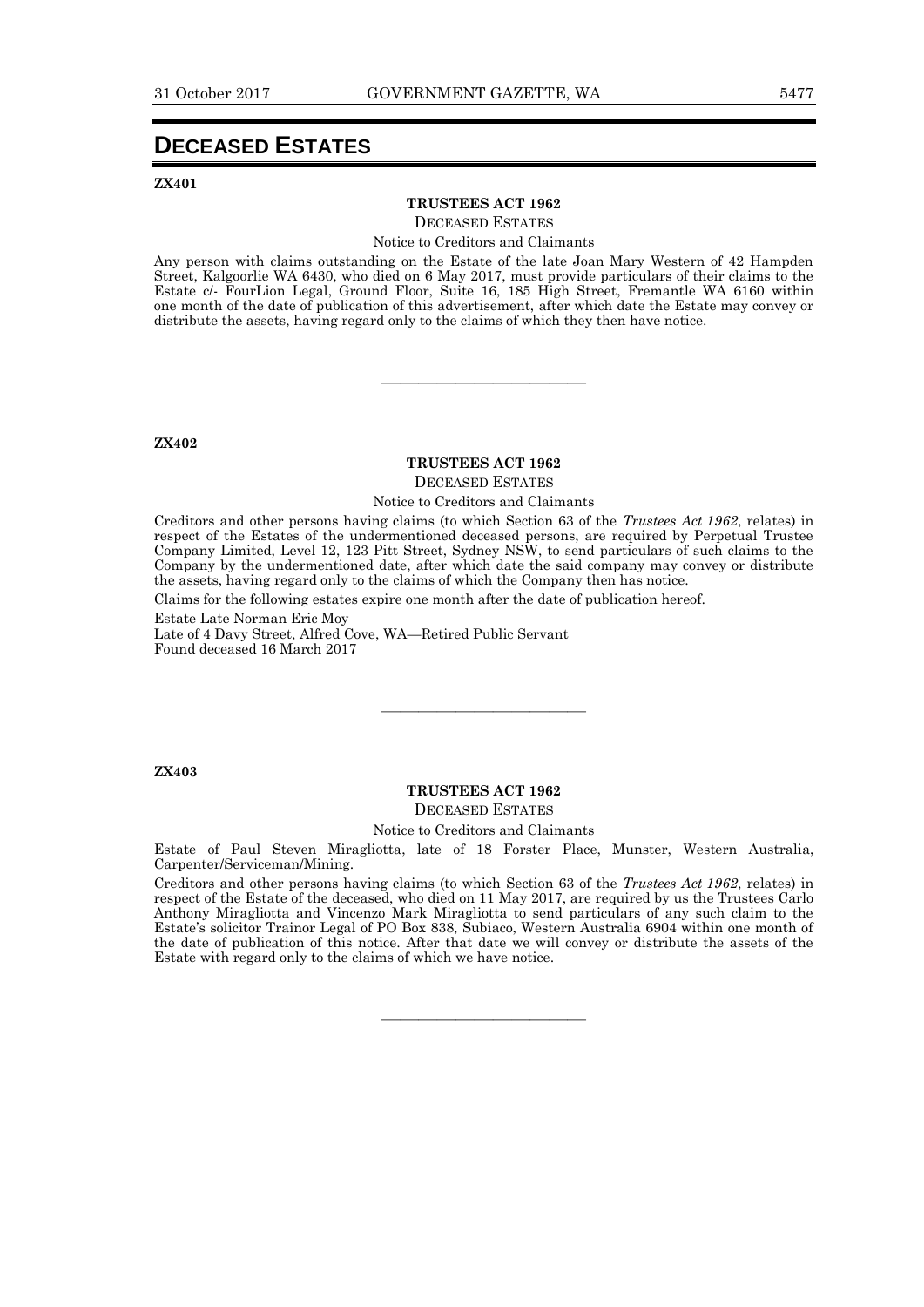# DECEASED ESTATES

**ZX401**

**TRUSTEES ACT 1962**

DECEASED ESTATES

Notice to Creditors and Claimants

Any person with claims outstanding on the Estate of the late Joan Mary Western of 42 Hampden Street, Kalgoorlie WA 6430, who died on 6 May 2017, must provide particulars of their claims to the Estate c/- FourLion Legal, Ground Floor, Suite 16, 185 High Street, Fremantle WA 6160 within one month of the date of publication of this advertisement, after which date the Estate may convey or distribute the assets, having regard only to the claims of which they then have notice.

---

**ZX402**

**TRUSTEES ACT 1962**

DECEASED ESTATES

Notice to Creditors and Claimants

Creditors and other persons having claims (to which Section 63 of the *Trustees Act 1962*, relates) in respect of the Estates of the undermentioned deceased persons, are required by Perpetual Trustee Company Limited, Level 12, 123 Pitt Street, Sydney NSW, to send particulars of such claims to the Company by the undermentioned date, after which date the said company may convey or distribute the assets, having regard only to the claims of which the Company then has notice.

Claims for the following estates expire one month after the date of publication hereof.

Estate Late Norman Eric Moy
Late of 4 Davy Street, Alfred Cove, WA—Retired Public Servant
Found deceased 16 March 2017

---

**ZX403**

**TRUSTEES ACT 1962**

DECEASED ESTATES

Notice to Creditors and Claimants

Estate of Paul Steven Miragliotta, late of 18 Forster Place, Munster, Western Australia, Carpenter/Serviceman/Mining.

Creditors and other persons having claims (to which Section 63 of the *Trustees Act 1962*, relates) in respect of the Estate of the deceased, who died on 11 May 2017, are required by us the Trustees Carlo Anthony Miragliotta and Vincenzo Mark Miragliotta to send particulars of any such claim to the Estate's solicitor Trainor Legal of PO Box 838, Subiaco, Western Australia 6904 within one month of the date of publication of this notice. After that date we will convey or distribute the assets of the Estate with regard only to the claims of which we have notice.

---